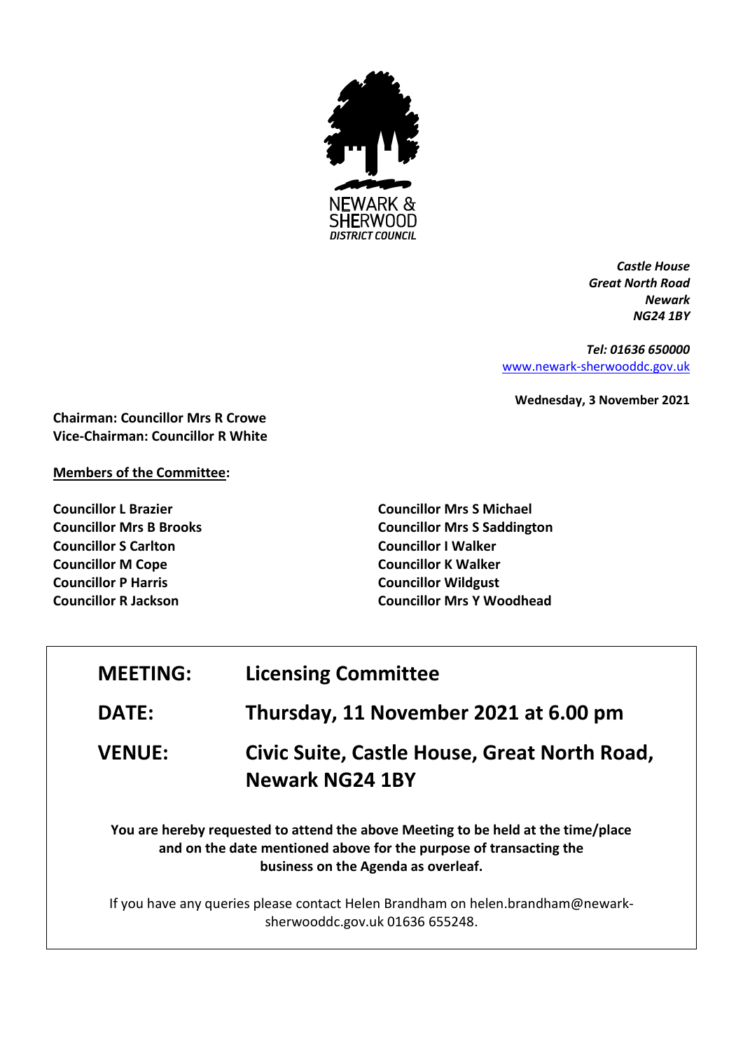NEWARK & SHERWOOD
*DISTRICT COUNCIL*

***Castle House***
***Great North Road***
***Newark***
***NG24 1BY***

***Tel: 01636 650000***
[www.newark-sherwooddc.gov.uk](www.newark-sherwooddc.gov.uk)

**Wednesday, 3 November 2021**

**Chairman: Councillor Mrs R Crowe**
**Vice-Chairman: Councillor R White**

**Members of the Committee:**

**Councillor L Brazier**
**Councillor Mrs B Brooks**
**Councillor S Carlton**
**Councillor M Cope**
**Councillor P Harris**
**Councillor R Jackson**
**Councillor Mrs S Michael**
**Councillor Mrs S Saddington**
**Councillor I Walker**
**Councillor K Walker**
**Councillor Wildgust**
**Councillor Mrs Y Woodhead**

| | |
|---|---|
| **MEETING:** | **Licensing Committee** |
| **DATE:** | **Thursday, 11 November 2021 at 6.00 pm** |
| **VENUE:** | **Civic Suite, Castle House, Great North Road, Newark NG24 1BY** |

**You are hereby requested to attend the above Meeting to be held at the time/place and on the date mentioned above for the purpose of transacting the business on the Agenda as overleaf.**

If you have any queries please contact Helen Brandham on helen.brandham@newark-sherwooddc.gov.uk 01636 655248.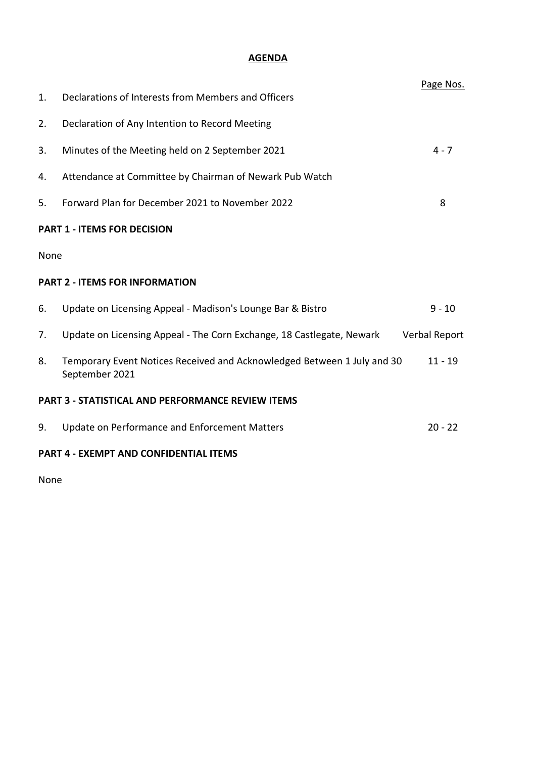# AGENDA

| | | Page Nos. |
|---|---|---|
| 1. | Declarations of Interests from Members and Officers | |
| 2. | Declaration of Any Intention to Record Meeting | |
| 3. | Minutes of the Meeting held on 2 September 2021 | 4 - 7 |
| 4. | Attendance at Committee by Chairman of Newark Pub Watch | |
| 5. | Forward Plan for December 2021 to November 2022 | 8 |

**PART 1 - ITEMS FOR DECISION**

None

**PART 2 - ITEMS FOR INFORMATION**

| | | |
|---|---|---|
| 6. | Update on Licensing Appeal - Madison's Lounge Bar & Bistro | 9 - 10 |
| 7. | Update on Licensing Appeal - The Corn Exchange, 18 Castlegate, Newark | Verbal Report |
| 8. | Temporary Event Notices Received and Acknowledged Between 1 July and 30 September 2021 | 11 - 19 |

**PART 3 - STATISTICAL AND PERFORMANCE REVIEW ITEMS**

| | | |
|---|---|---|
| 9. | Update on Performance and Enforcement Matters | 20 - 22 |

**PART 4 - EXEMPT AND CONFIDENTIAL ITEMS**

None